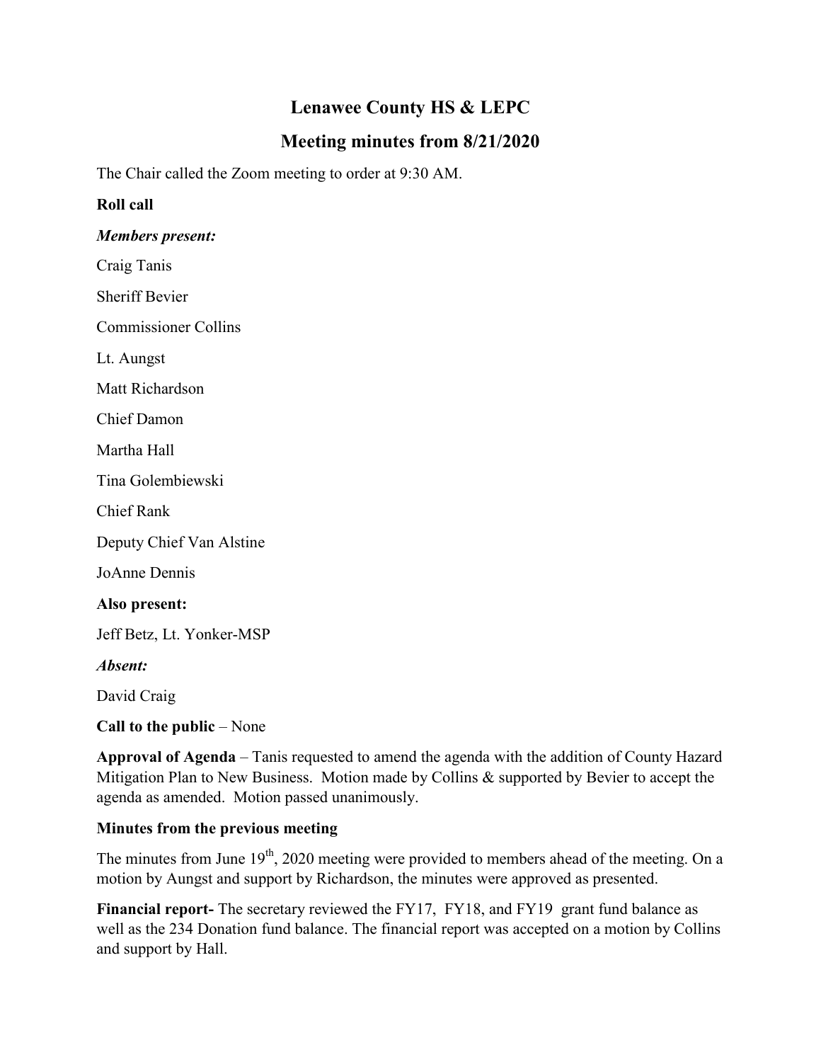# Lenawee County HS & LEPC

## Meeting minutes from 8/21/2020

The Chair called the Zoom meeting to order at 9:30 AM.

**Roll call**

***Members present:***

Craig Tanis

Sheriff Bevier

Commissioner Collins

Lt. Aungst

Matt Richardson

Chief Damon

Martha Hall

Tina Golembiewski

Chief Rank

Deputy Chief Van Alstine

JoAnne Dennis

**Also present:**

Jeff Betz, Lt. Yonker-MSP

***Absent:***

David Craig

**Call to the public** – None

**Approval of Agenda** – Tanis requested to amend the agenda with the addition of County Hazard Mitigation Plan to New Business. Motion made by Collins & supported by Bevier to accept the agenda as amended. Motion passed unanimously.

**Minutes from the previous meeting**

The minutes from June 19th, 2020 meeting were provided to members ahead of the meeting. On a motion by Aungst and support by Richardson, the minutes were approved as presented.

**Financial report-** The secretary reviewed the FY17, FY18, and FY19 grant fund balance as well as the 234 Donation fund balance. The financial report was accepted on a motion by Collins and support by Hall.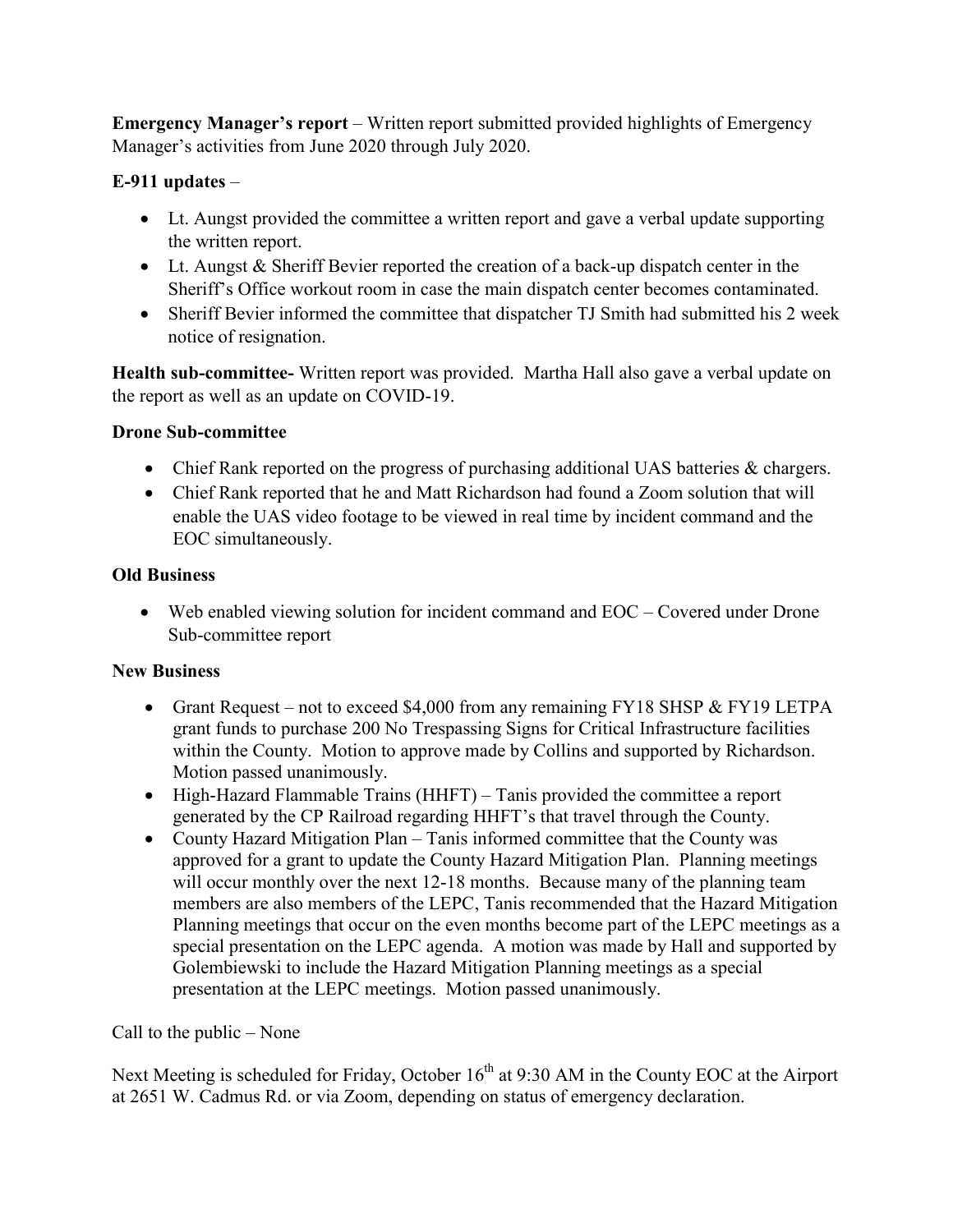**Emergency Manager's report** – Written report submitted provided highlights of Emergency Manager's activities from June 2020 through July 2020.

**E-911 updates** –

- Lt. Aungst provided the committee a written report and gave a verbal update supporting the written report.
- Lt. Aungst & Sheriff Bevier reported the creation of a back-up dispatch center in the Sheriff's Office workout room in case the main dispatch center becomes contaminated.
- Sheriff Bevier informed the committee that dispatcher TJ Smith had submitted his 2 week notice of resignation.

**Health sub-committee-** Written report was provided. Martha Hall also gave a verbal update on the report as well as an update on COVID-19.

**Drone Sub-committee**

- Chief Rank reported on the progress of purchasing additional UAS batteries & chargers.
- Chief Rank reported that he and Matt Richardson had found a Zoom solution that will enable the UAS video footage to be viewed in real time by incident command and the EOC simultaneously.

**Old Business**

- Web enabled viewing solution for incident command and EOC – Covered under Drone Sub-committee report

**New Business**

- Grant Request – not to exceed $4,000 from any remaining FY18 SHSP & FY19 LETPA grant funds to purchase 200 No Trespassing Signs for Critical Infrastructure facilities within the County. Motion to approve made by Collins and supported by Richardson. Motion passed unanimously.
- High-Hazard Flammable Trains (HHFT) – Tanis provided the committee a report generated by the CP Railroad regarding HHFT's that travel through the County.
- County Hazard Mitigation Plan – Tanis informed committee that the County was approved for a grant to update the County Hazard Mitigation Plan. Planning meetings will occur monthly over the next 12-18 months. Because many of the planning team members are also members of the LEPC, Tanis recommended that the Hazard Mitigation Planning meetings that occur on the even months become part of the LEPC meetings as a special presentation on the LEPC agenda. A motion was made by Hall and supported by Golembiewski to include the Hazard Mitigation Planning meetings as a special presentation at the LEPC meetings. Motion passed unanimously.

Call to the public – None

Next Meeting is scheduled for Friday, October 16th at 9:30 AM in the County EOC at the Airport at 2651 W. Cadmus Rd. or via Zoom, depending on status of emergency declaration.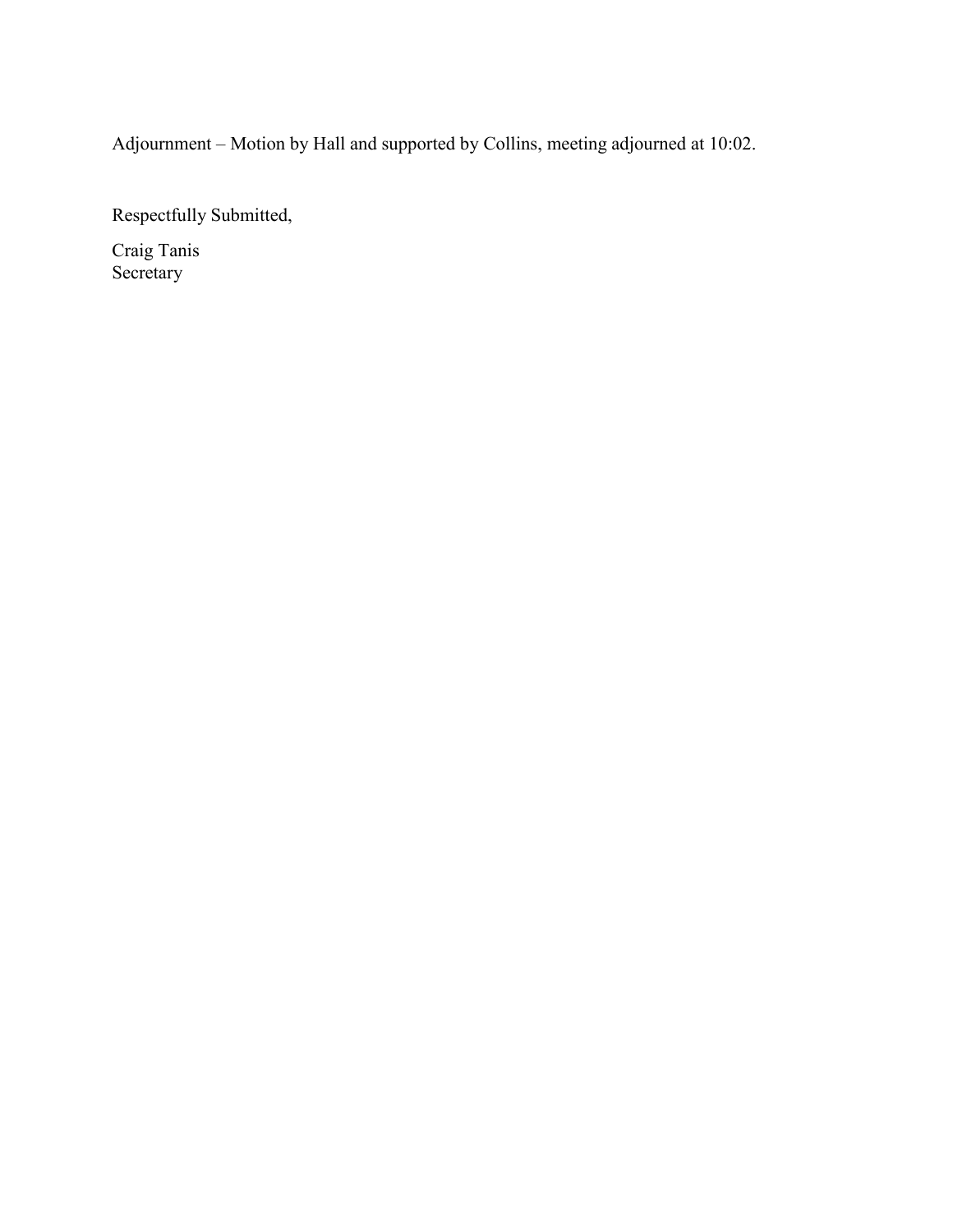Adjournment – Motion by Hall and supported by Collins, meeting adjourned at 10:02.

Respectfully Submitted,

Craig Tanis
Secretary